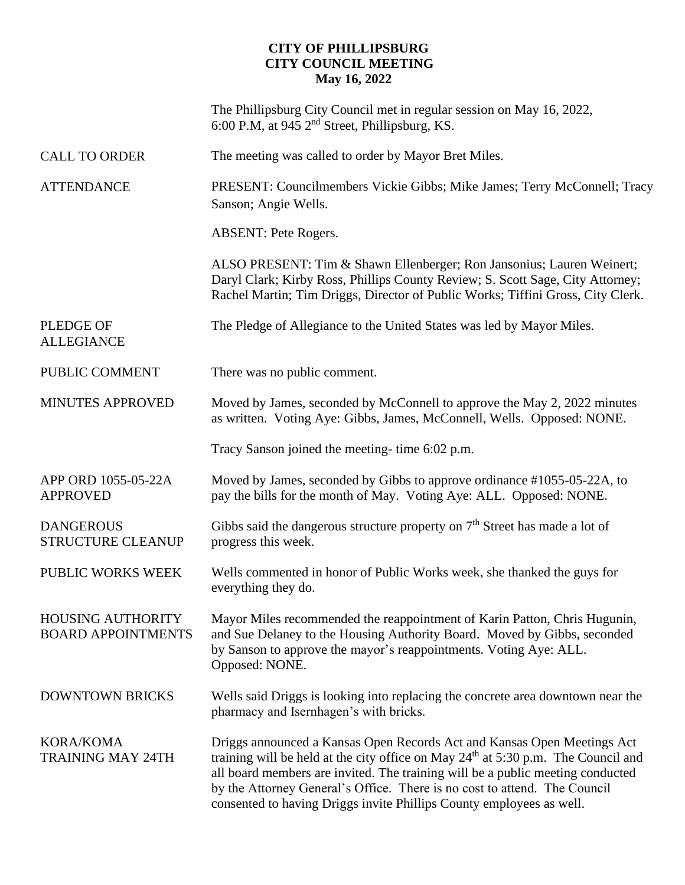# CITY OF PHILLIPSBURG
## CITY COUNCIL MEETING
### May 16, 2022

The Phillipsburg City Council met in regular session on May 16, 2022, 6:00 P.M, at 945 2nd Street, Phillipsburg, KS.

**CALL TO ORDER**

The meeting was called to order by Mayor Bret Miles.

**ATTENDANCE**

PRESENT: Councilmembers Vickie Gibbs; Mike James; Terry McConnell; Tracy Sanson; Angie Wells.

ABSENT: Pete Rogers.

ALSO PRESENT: Tim & Shawn Ellenberger; Ron Jansonius; Lauren Weinert; Daryl Clark; Kirby Ross, Phillips County Review; S. Scott Sage, City Attorney; Rachel Martin; Tim Driggs, Director of Public Works; Tiffini Gross, City Clerk.

**PLEDGE OF ALLEGIANCE**

The Pledge of Allegiance to the United States was led by Mayor Miles.

**PUBLIC COMMENT**

There was no public comment.

**MINUTES APPROVED**

Moved by James, seconded by McConnell to approve the May 2, 2022 minutes as written. Voting Aye: Gibbs, James, McConnell, Wells. Opposed: NONE.

Tracy Sanson joined the meeting- time 6:02 p.m.

**APP ORD 1055-05-22A APPROVED**

Moved by James, seconded by Gibbs to approve ordinance #1055-05-22A, to pay the bills for the month of May. Voting Aye: ALL. Opposed: NONE.

**DANGEROUS STRUCTURE CLEANUP**

Gibbs said the dangerous structure property on 7th Street has made a lot of progress this week.

**PUBLIC WORKS WEEK**

Wells commented in honor of Public Works week, she thanked the guys for everything they do.

**HOUSING AUTHORITY BOARD APPOINTMENTS**

Mayor Miles recommended the reappointment of Karin Patton, Chris Hugunin, and Sue Delaney to the Housing Authority Board. Moved by Gibbs, seconded by Sanson to approve the mayor's reappointments. Voting Aye: ALL. Opposed: NONE.

**DOWNTOWN BRICKS**

Wells said Driggs is looking into replacing the concrete area downtown near the pharmacy and Isernhagen's with bricks.

**KORA/KOMA TRAINING MAY 24TH**

Driggs announced a Kansas Open Records Act and Kansas Open Meetings Act training will be held at the city office on May 24th at 5:30 p.m. The Council and all board members are invited. The training will be a public meeting conducted by the Attorney General's Office. There is no cost to attend. The Council consented to having Driggs invite Phillips County employees as well.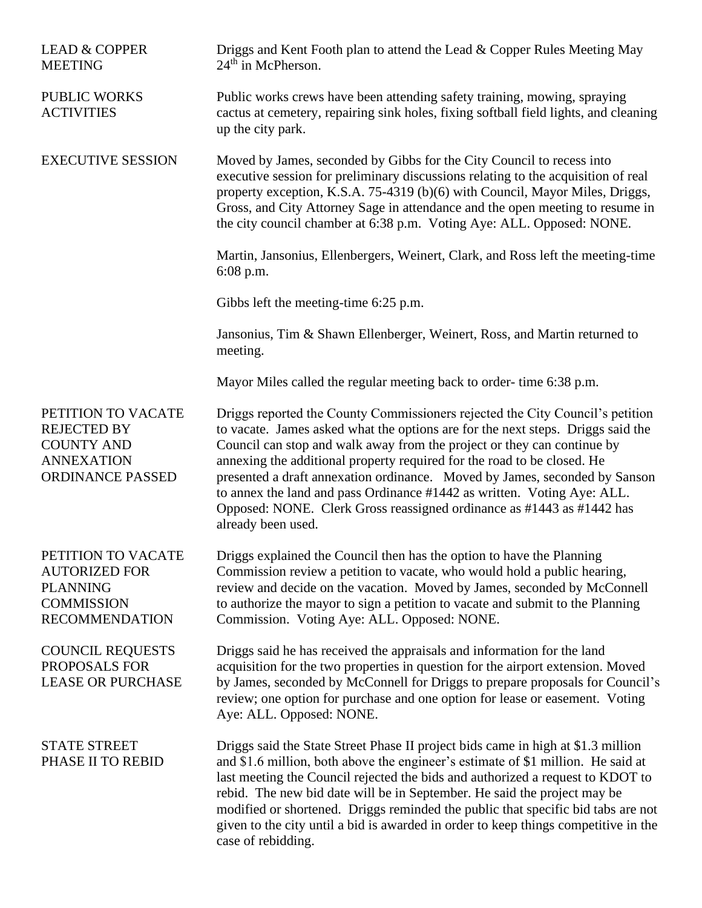**LEAD & COPPER MEETING**

Driggs and Kent Footh plan to attend the Lead & Copper Rules Meeting May 24th in McPherson.

**PUBLIC WORKS ACTIVITIES**

Public works crews have been attending safety training, mowing, spraying cactus at cemetery, repairing sink holes, fixing softball field lights, and cleaning up the city park.

**EXECUTIVE SESSION**

Moved by James, seconded by Gibbs for the City Council to recess into executive session for preliminary discussions relating to the acquisition of real property exception, K.S.A. 75-4319 (b)(6) with Council, Mayor Miles, Driggs, Gross, and City Attorney Sage in attendance and the open meeting to resume in the city council chamber at 6:38 p.m. Voting Aye: ALL. Opposed: NONE.

Martin, Jansonius, Ellenbergers, Weinert, Clark, and Ross left the meeting-time 6:08 p.m.

Gibbs left the meeting-time 6:25 p.m.

Jansonius, Tim & Shawn Ellenberger, Weinert, Ross, and Martin returned to meeting.

Mayor Miles called the regular meeting back to order- time 6:38 p.m.

**PETITION TO VACATE REJECTED BY COUNTY AND ANNEXATION ORDINANCE PASSED**

Driggs reported the County Commissioners rejected the City Council's petition to vacate. James asked what the options are for the next steps. Driggs said the Council can stop and walk away from the project or they can continue by annexing the additional property required for the road to be closed. He presented a draft annexation ordinance. Moved by James, seconded by Sanson to annex the land and pass Ordinance #1442 as written. Voting Aye: ALL. Opposed: NONE. Clerk Gross reassigned ordinance as #1443 as #1442 has already been used.

**PETITION TO VACATE AUTORIZED FOR PLANNING COMMISSION RECOMMENDATION**

Driggs explained the Council then has the option to have the Planning Commission review a petition to vacate, who would hold a public hearing, review and decide on the vacation. Moved by James, seconded by McConnell to authorize the mayor to sign a petition to vacate and submit to the Planning Commission. Voting Aye: ALL. Opposed: NONE.

**COUNCIL REQUESTS PROPOSALS FOR LEASE OR PURCHASE**

Driggs said he has received the appraisals and information for the land acquisition for the two properties in question for the airport extension. Moved by James, seconded by McConnell for Driggs to prepare proposals for Council's review; one option for purchase and one option for lease or easement. Voting Aye: ALL. Opposed: NONE.

**STATE STREET PHASE II TO REBID**

Driggs said the State Street Phase II project bids came in high at $1.3 million and $1.6 million, both above the engineer's estimate of $1 million. He said at last meeting the Council rejected the bids and authorized a request to KDOT to rebid. The new bid date will be in September. He said the project may be modified or shortened. Driggs reminded the public that specific bid tabs are not given to the city until a bid is awarded in order to keep things competitive in the case of rebidding.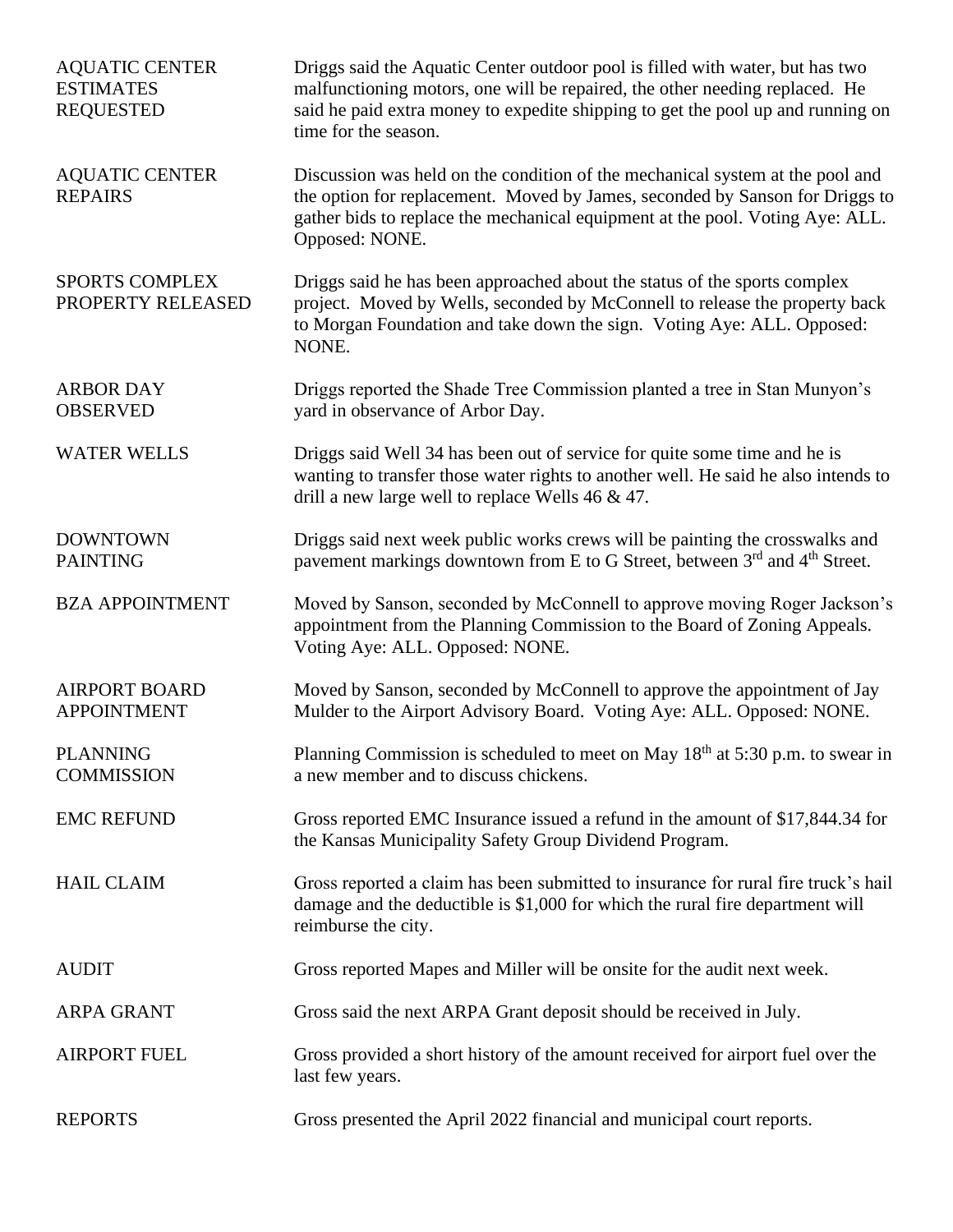**AQUATIC CENTER ESTIMATES REQUESTED**

Driggs said the Aquatic Center outdoor pool is filled with water, but has two malfunctioning motors, one will be repaired, the other needing replaced. He said he paid extra money to expedite shipping to get the pool up and running on time for the season.

**AQUATIC CENTER REPAIRS**

Discussion was held on the condition of the mechanical system at the pool and the option for replacement. Moved by James, seconded by Sanson for Driggs to gather bids to replace the mechanical equipment at the pool. Voting Aye: ALL. Opposed: NONE.

**SPORTS COMPLEX PROPERTY RELEASED**

Driggs said he has been approached about the status of the sports complex project. Moved by Wells, seconded by McConnell to release the property back to Morgan Foundation and take down the sign. Voting Aye: ALL. Opposed: NONE.

**ARBOR DAY OBSERVED**

Driggs reported the Shade Tree Commission planted a tree in Stan Munyon's yard in observance of Arbor Day.

**WATER WELLS**

Driggs said Well 34 has been out of service for quite some time and he is wanting to transfer those water rights to another well. He said he also intends to drill a new large well to replace Wells 46 & 47.

**DOWNTOWN PAINTING**

Driggs said next week public works crews will be painting the crosswalks and pavement markings downtown from E to G Street, between 3rd and 4th Street.

**BZA APPOINTMENT**

Moved by Sanson, seconded by McConnell to approve moving Roger Jackson's appointment from the Planning Commission to the Board of Zoning Appeals. Voting Aye: ALL. Opposed: NONE.

**AIRPORT BOARD APPOINTMENT**

Moved by Sanson, seconded by McConnell to approve the appointment of Jay Mulder to the Airport Advisory Board. Voting Aye: ALL. Opposed: NONE.

**PLANNING COMMISSION**

Planning Commission is scheduled to meet on May 18th at 5:30 p.m. to swear in a new member and to discuss chickens.

**EMC REFUND**

Gross reported EMC Insurance issued a refund in the amount of $17,844.34 for the Kansas Municipality Safety Group Dividend Program.

**HAIL CLAIM**

Gross reported a claim has been submitted to insurance for rural fire truck's hail damage and the deductible is $1,000 for which the rural fire department will reimburse the city.

**AUDIT**

Gross reported Mapes and Miller will be onsite for the audit next week.

**ARPA GRANT**

Gross said the next ARPA Grant deposit should be received in July.

**AIRPORT FUEL**

Gross provided a short history of the amount received for airport fuel over the last few years.

**REPORTS**

Gross presented the April 2022 financial and municipal court reports.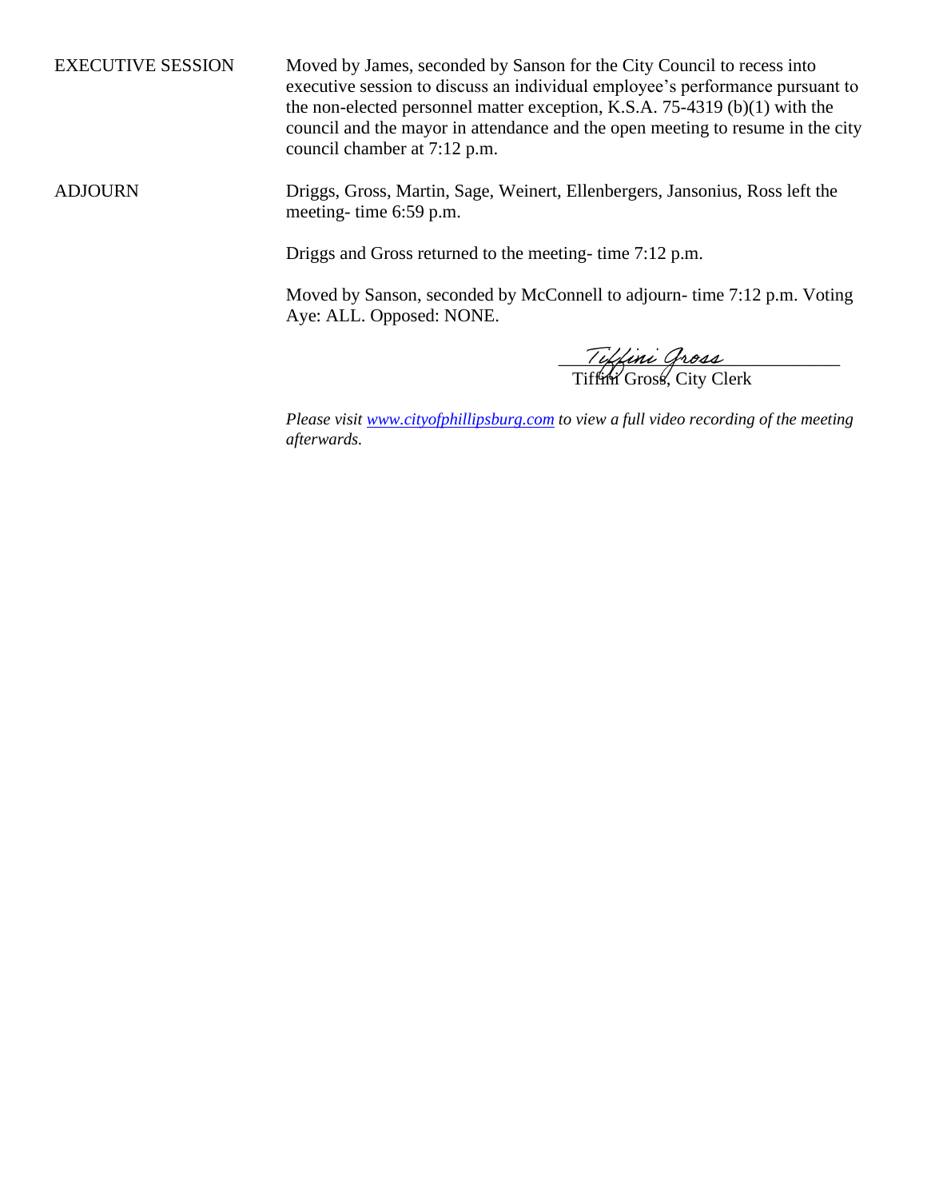EXECUTIVE SESSION

Moved by James, seconded by Sanson for the City Council to recess into executive session to discuss an individual employee's performance pursuant to the non-elected personnel matter exception, K.S.A. 75-4319 (b)(1) with the council and the mayor in attendance and the open meeting to resume in the city council chamber at 7:12 p.m.

ADJOURN

Driggs, Gross, Martin, Sage, Weinert, Ellenbergers, Jansonius, Ross left the meeting- time 6:59 p.m.

Driggs and Gross returned to the meeting- time 7:12 p.m.

Moved by Sanson, seconded by McConnell to adjourn- time 7:12 p.m. Voting Aye: ALL. Opposed: NONE.

*Tiffini Gross*
Tiffini Gross, City Clerk

*Please visit [www.cityofphillipsburg.com](http://www.cityofphillipsburg.com) to view a full video recording of the meeting afterwards.*